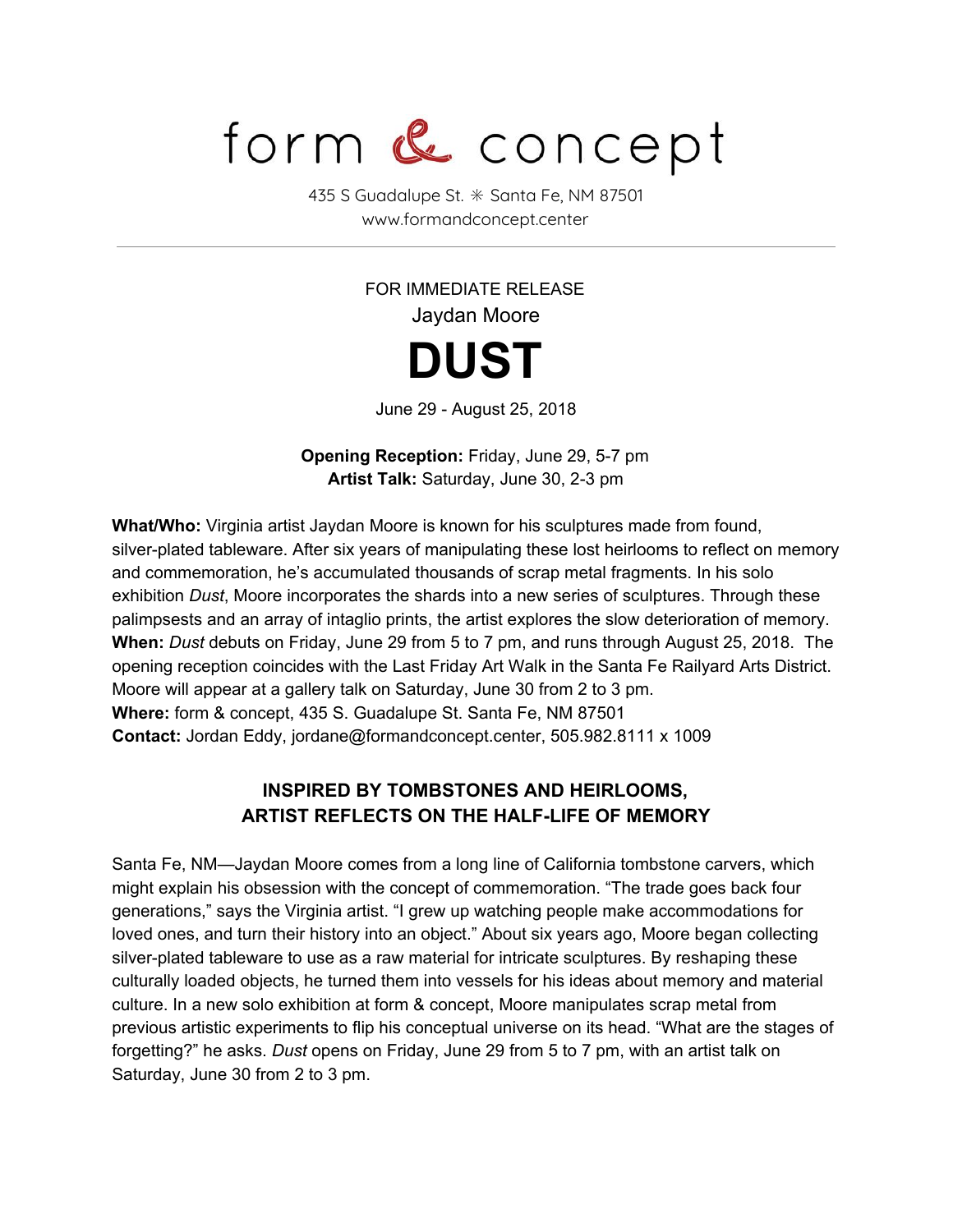# form & concept

435 S Guadalupe St. ✳ Santa Fe, NM 87501
www.formandconcept.center

---

FOR IMMEDIATE RELEASE

Jaydan Moore

# DUST

June 29 - August 25, 2018

**Opening Reception:** Friday, June 29, 5-7 pm
**Artist Talk:** Saturday, June 30, 2-3 pm

**What/Who:** Virginia artist Jaydan Moore is known for his sculptures made from found, silver-plated tableware. After six years of manipulating these lost heirlooms to reflect on memory and commemoration, he's accumulated thousands of scrap metal fragments. In his solo exhibition *Dust*, Moore incorporates the shards into a new series of sculptures. Through these palimpsests and an array of intaglio prints, the artist explores the slow deterioration of memory.
**When:** *Dust* debuts on Friday, June 29 from 5 to 7 pm, and runs through August 25, 2018. The opening reception coincides with the Last Friday Art Walk in the Santa Fe Railyard Arts District. Moore will appear at a gallery talk on Saturday, June 30 from 2 to 3 pm.
**Where:** form & concept, 435 S. Guadalupe St. Santa Fe, NM 87501
**Contact:** Jordan Eddy, jordane@formandconcept.center, 505.982.8111 x 1009

## INSPIRED BY TOMBSTONES AND HEIRLOOMS, ARTIST REFLECTS ON THE HALF-LIFE OF MEMORY

Santa Fe, NM—Jaydan Moore comes from a long line of California tombstone carvers, which might explain his obsession with the concept of commemoration. "The trade goes back four generations," says the Virginia artist. "I grew up watching people make accommodations for loved ones, and turn their history into an object." About six years ago, Moore began collecting silver-plated tableware to use as a raw material for intricate sculptures. By reshaping these culturally loaded objects, he turned them into vessels for his ideas about memory and material culture. In a new solo exhibition at form & concept, Moore manipulates scrap metal from previous artistic experiments to flip his conceptual universe on its head. "What are the stages of forgetting?" he asks. *Dust* opens on Friday, June 29 from 5 to 7 pm, with an artist talk on Saturday, June 30 from 2 to 3 pm.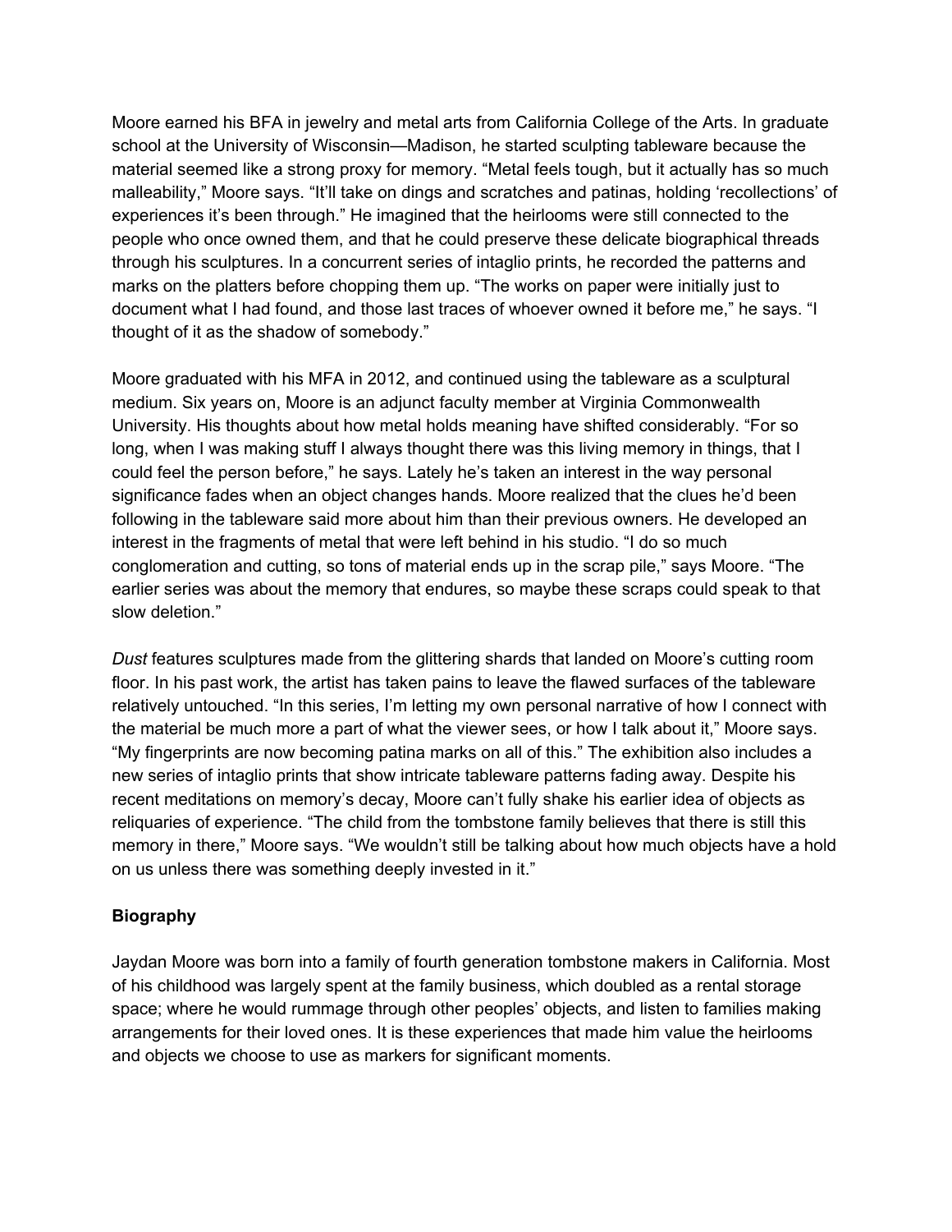Moore earned his BFA in jewelry and metal arts from California College of the Arts. In graduate school at the University of Wisconsin—Madison, he started sculpting tableware because the material seemed like a strong proxy for memory. "Metal feels tough, but it actually has so much malleability," Moore says. "It'll take on dings and scratches and patinas, holding 'recollections' of experiences it's been through." He imagined that the heirlooms were still connected to the people who once owned them, and that he could preserve these delicate biographical threads through his sculptures. In a concurrent series of intaglio prints, he recorded the patterns and marks on the platters before chopping them up. "The works on paper were initially just to document what I had found, and those last traces of whoever owned it before me," he says. "I thought of it as the shadow of somebody."

Moore graduated with his MFA in 2012, and continued using the tableware as a sculptural medium. Six years on, Moore is an adjunct faculty member at Virginia Commonwealth University. His thoughts about how metal holds meaning have shifted considerably. "For so long, when I was making stuff I always thought there was this living memory in things, that I could feel the person before," he says. Lately he's taken an interest in the way personal significance fades when an object changes hands. Moore realized that the clues he'd been following in the tableware said more about him than their previous owners. He developed an interest in the fragments of metal that were left behind in his studio. "I do so much conglomeration and cutting, so tons of material ends up in the scrap pile," says Moore. "The earlier series was about the memory that endures, so maybe these scraps could speak to that slow deletion."

*Dust* features sculptures made from the glittering shards that landed on Moore's cutting room floor. In his past work, the artist has taken pains to leave the flawed surfaces of the tableware relatively untouched. "In this series, I'm letting my own personal narrative of how I connect with the material be much more a part of what the viewer sees, or how I talk about it," Moore says. "My fingerprints are now becoming patina marks on all of this." The exhibition also includes a new series of intaglio prints that show intricate tableware patterns fading away. Despite his recent meditations on memory's decay, Moore can't fully shake his earlier idea of objects as reliquaries of experience. "The child from the tombstone family believes that there is still this memory in there," Moore says. "We wouldn't still be talking about how much objects have a hold on us unless there was something deeply invested in it."

**Biography**

Jaydan Moore was born into a family of fourth generation tombstone makers in California. Most of his childhood was largely spent at the family business, which doubled as a rental storage space; where he would rummage through other peoples' objects, and listen to families making arrangements for their loved ones. It is these experiences that made him value the heirlooms and objects we choose to use as markers for significant moments.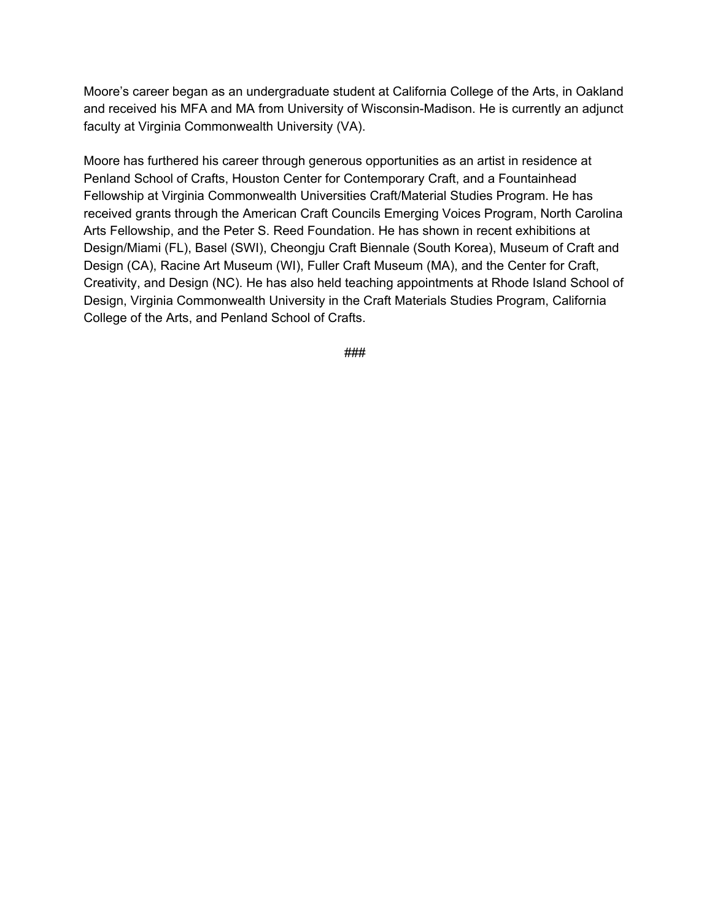Moore's career began as an undergraduate student at California College of the Arts, in Oakland and received his MFA and MA from University of Wisconsin-Madison. He is currently an adjunct faculty at Virginia Commonwealth University (VA).

Moore has furthered his career through generous opportunities as an artist in residence at Penland School of Crafts, Houston Center for Contemporary Craft, and a Fountainhead Fellowship at Virginia Commonwealth Universities Craft/Material Studies Program. He has received grants through the American Craft Councils Emerging Voices Program, North Carolina Arts Fellowship, and the Peter S. Reed Foundation. He has shown in recent exhibitions at Design/Miami (FL), Basel (SWI), Cheongju Craft Biennale (South Korea), Museum of Craft and Design (CA), Racine Art Museum (WI), Fuller Craft Museum (MA), and the Center for Craft, Creativity, and Design (NC). He has also held teaching appointments at Rhode Island School of Design, Virginia Commonwealth University in the Craft Materials Studies Program, California College of the Arts, and Penland School of Crafts.

###